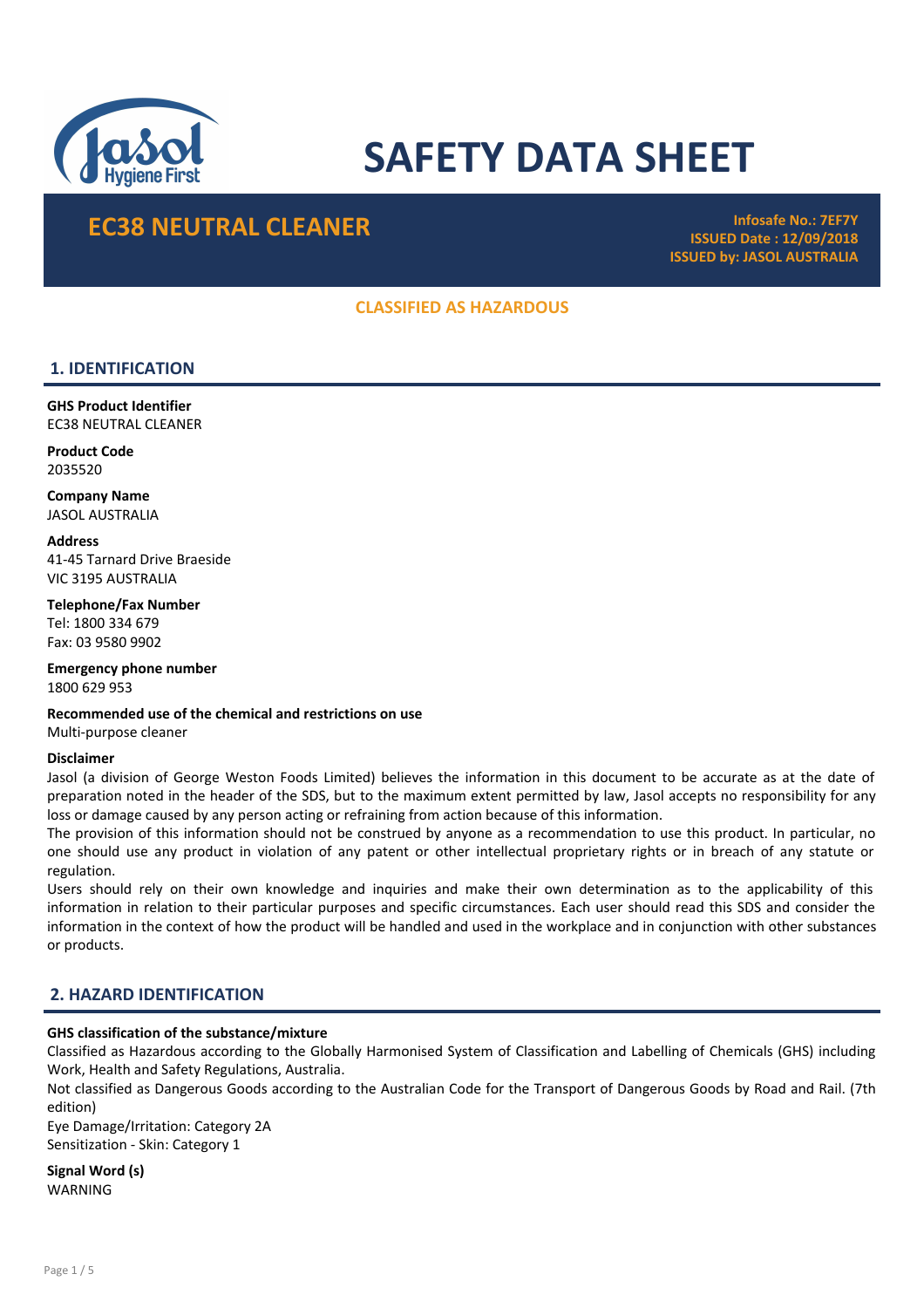# SAFETY DATA SHEET

## EC38 NEUTRAL CLEANER

**Infosafe No.: 7EF7Y**
**ISSUED Date : 12/09/2018**
**ISSUED by: JASOL AUSTRALIA**

**CLASSIFIED AS HAZARDOUS**

## 1. IDENTIFICATION

**GHS Product Identifier**
EC38 NEUTRAL CLEANER

**Product Code**
2035520

**Company Name**
JASOL AUSTRALIA

**Address**
41-45 Tarnard Drive Braeside
VIC 3195 AUSTRALIA

**Telephone/Fax Number**
Tel: 1800 334 679
Fax: 03 9580 9902

**Emergency phone number**
1800 629 953

**Recommended use of the chemical and restrictions on use**
Multi-purpose cleaner

**Disclaimer**
Jasol (a division of George Weston Foods Limited) believes the information in this document to be accurate as at the date of preparation noted in the header of the SDS, but to the maximum extent permitted by law, Jasol accepts no responsibility for any loss or damage caused by any person acting or refraining from action because of this information.
The provision of this information should not be construed by anyone as a recommendation to use this product. In particular, no one should use any product in violation of any patent or other intellectual proprietary rights or in breach of any statute or regulation.
Users should rely on their own knowledge and inquiries and make their own determination as to the applicability of this information in relation to their particular purposes and specific circumstances. Each user should read this SDS and consider the information in the context of how the product will be handled and used in the workplace and in conjunction with other substances or products.

## 2. HAZARD IDENTIFICATION

**GHS classification of the substance/mixture**
Classified as Hazardous according to the Globally Harmonised System of Classification and Labelling of Chemicals (GHS) including Work, Health and Safety Regulations, Australia.
Not classified as Dangerous Goods according to the Australian Code for the Transport of Dangerous Goods by Road and Rail. (7th edition)
Eye Damage/Irritation: Category 2A
Sensitization - Skin: Category 1

**Signal Word (s)**
WARNING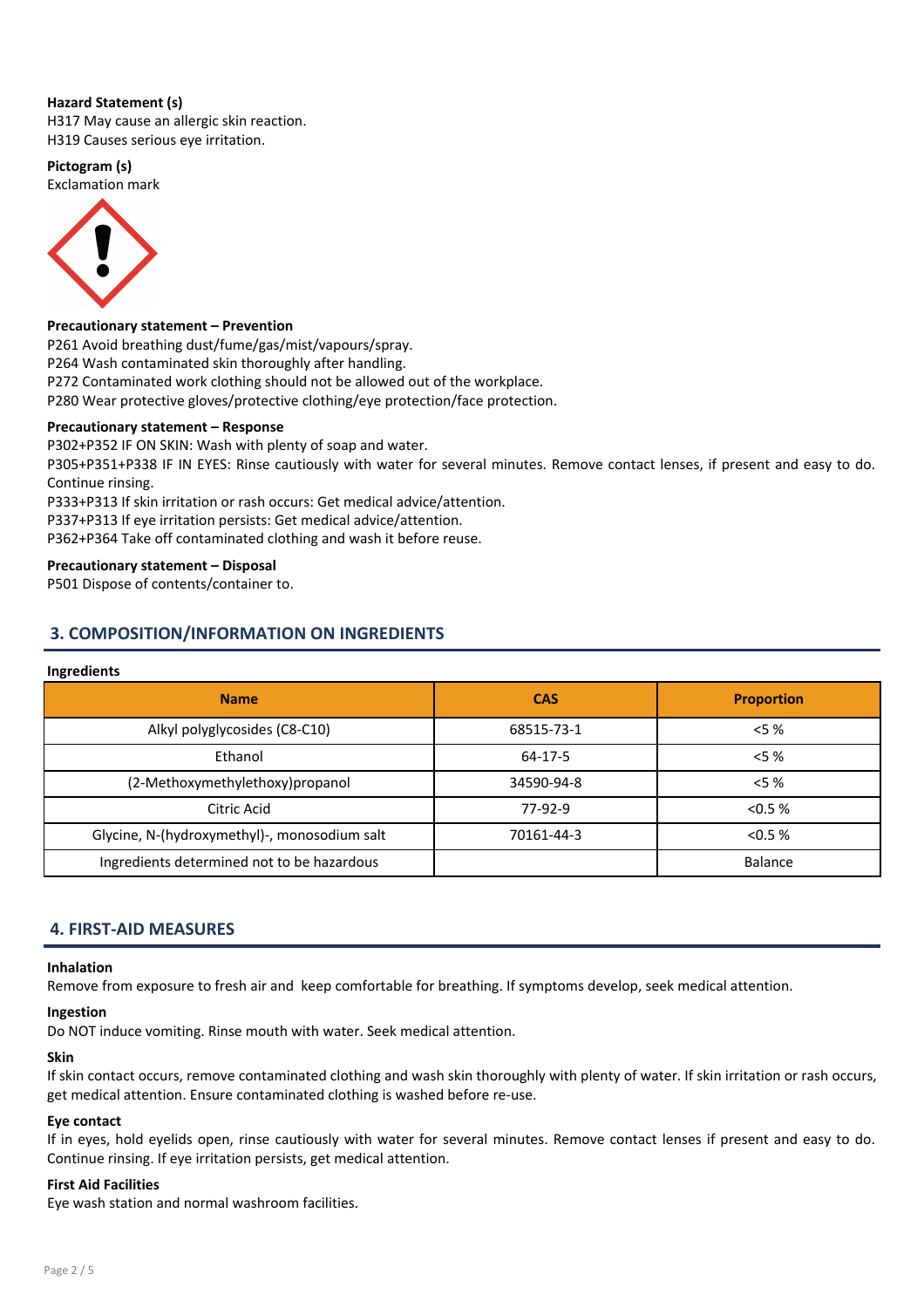**Hazard Statement (s)**
H317 May cause an allergic skin reaction.
H319 Causes serious eye irritation.

**Pictogram (s)**
Exclamation mark

**Precautionary statement – Prevention**
P261 Avoid breathing dust/fume/gas/mist/vapours/spray.
P264 Wash contaminated skin thoroughly after handling.
P272 Contaminated work clothing should not be allowed out of the workplace.
P280 Wear protective gloves/protective clothing/eye protection/face protection.

**Precautionary statement – Response**
P302+P352 IF ON SKIN: Wash with plenty of soap and water.
P305+P351+P338 IF IN EYES: Rinse cautiously with water for several minutes. Remove contact lenses, if present and easy to do. Continue rinsing.
P333+P313 If skin irritation or rash occurs: Get medical advice/attention.
P337+P313 If eye irritation persists: Get medical advice/attention.
P362+P364 Take off contaminated clothing and wash it before reuse.

**Precautionary statement – Disposal**
P501 Dispose of contents/container to.

## 3. COMPOSITION/INFORMATION ON INGREDIENTS

**Ingredients**

| Name | CAS | Proportion |
|---|---|---|
| Alkyl polyglycosides (C8-C10) | 68515-73-1 | <5 % |
| Ethanol | 64-17-5 | <5 % |
| (2-Methoxymethylethoxy)propanol | 34590-94-8 | <5 % |
| Citric Acid | 77-92-9 | <0.5 % |
| Glycine, N-(hydroxymethyl)-, monosodium salt | 70161-44-3 | <0.5 % |
| Ingredients determined not to be hazardous | | Balance |

## 4. FIRST-AID MEASURES

**Inhalation**
Remove from exposure to fresh air and keep comfortable for breathing. If symptoms develop, seek medical attention.

**Ingestion**
Do NOT induce vomiting. Rinse mouth with water. Seek medical attention.

**Skin**
If skin contact occurs, remove contaminated clothing and wash skin thoroughly with plenty of water. If skin irritation or rash occurs, get medical attention. Ensure contaminated clothing is washed before re-use.

**Eye contact**
If in eyes, hold eyelids open, rinse cautiously with water for several minutes. Remove contact lenses if present and easy to do. Continue rinsing. If eye irritation persists, get medical attention.

**First Aid Facilities**
Eye wash station and normal washroom facilities.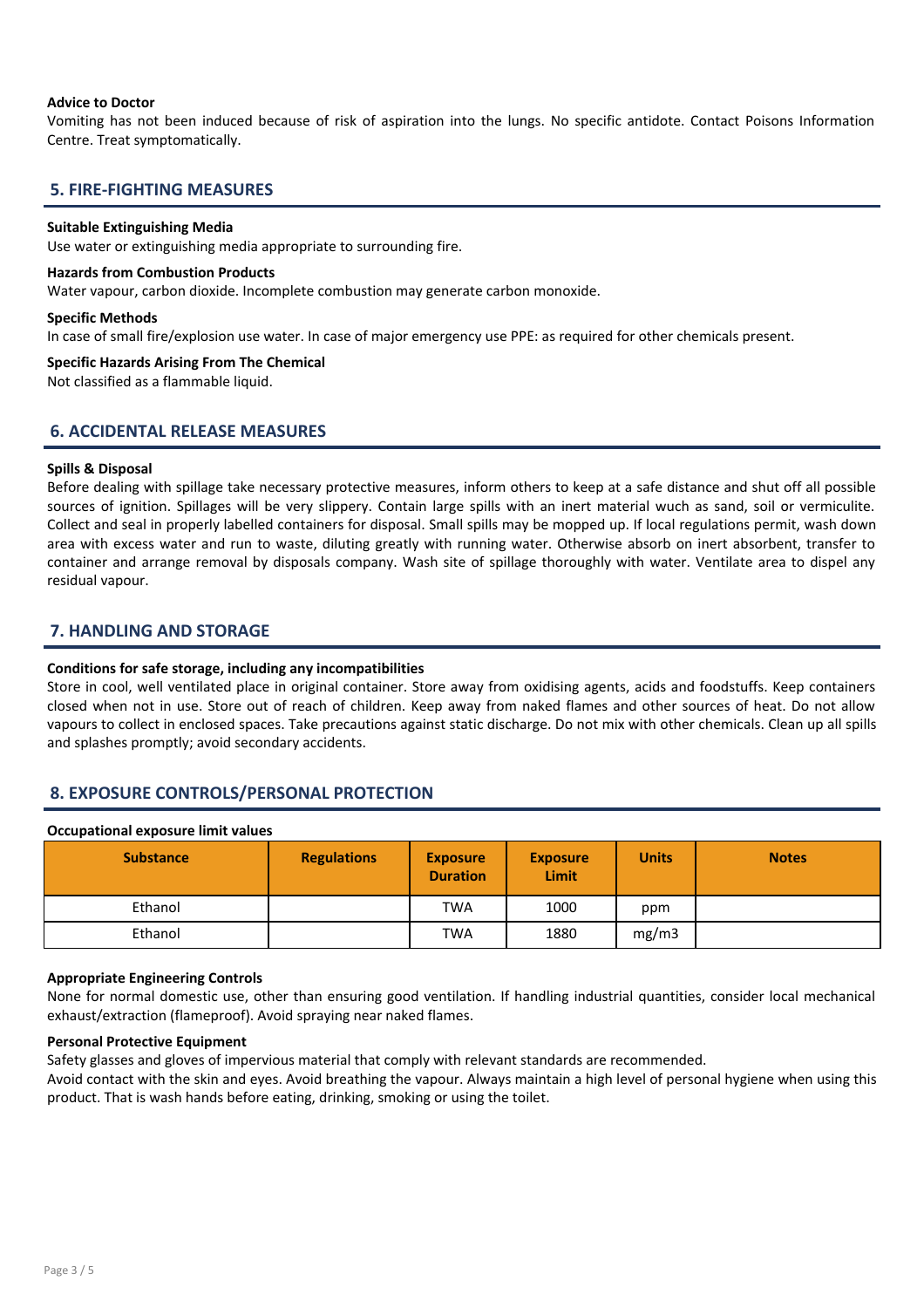**Advice to Doctor**

Vomiting has not been induced because of risk of aspiration into the lungs. No specific antidote. Contact Poisons Information Centre. Treat symptomatically.

## 5. FIRE-FIGHTING MEASURES

**Suitable Extinguishing Media**

Use water or extinguishing media appropriate to surrounding fire.

**Hazards from Combustion Products**

Water vapour, carbon dioxide. Incomplete combustion may generate carbon monoxide.

**Specific Methods**

In case of small fire/explosion use water. In case of major emergency use PPE: as required for other chemicals present.

**Specific Hazards Arising From The Chemical**

Not classified as a flammable liquid.

## 6. ACCIDENTAL RELEASE MEASURES

**Spills & Disposal**

Before dealing with spillage take necessary protective measures, inform others to keep at a safe distance and shut off all possible sources of ignition. Spillages will be very slippery. Contain large spills with an inert material wuch as sand, soil or vermiculite. Collect and seal in properly labelled containers for disposal. Small spills may be mopped up. If local regulations permit, wash down area with excess water and run to waste, diluting greatly with running water. Otherwise absorb on inert absorbent, transfer to container and arrange removal by disposals company. Wash site of spillage thoroughly with water. Ventilate area to dispel any residual vapour.

## 7. HANDLING AND STORAGE

**Conditions for safe storage, including any incompatibilities**

Store in cool, well ventilated place in original container. Store away from oxidising agents, acids and foodstuffs. Keep containers closed when not in use. Store out of reach of children. Keep away from naked flames and other sources of heat. Do not allow vapours to collect in enclosed spaces. Take precautions against static discharge. Do not mix with other chemicals. Clean up all spills and splashes promptly; avoid secondary accidents.

## 8. EXPOSURE CONTROLS/PERSONAL PROTECTION

**Occupational exposure limit values**

| Substance | Regulations | Exposure Duration | Exposure Limit | Units | Notes |
|---|---|---|---|---|---|
| Ethanol | | TWA | 1000 | ppm | |
| Ethanol | | TWA | 1880 | mg/m3 | |

**Appropriate Engineering Controls**

None for normal domestic use, other than ensuring good ventilation. If handling industrial quantities, consider local mechanical exhaust/extraction (flameproof). Avoid spraying near naked flames.

**Personal Protective Equipment**

Safety glasses and gloves of impervious material that comply with relevant standards are recommended.

Avoid contact with the skin and eyes. Avoid breathing the vapour. Always maintain a high level of personal hygiene when using this product. That is wash hands before eating, drinking, smoking or using the toilet.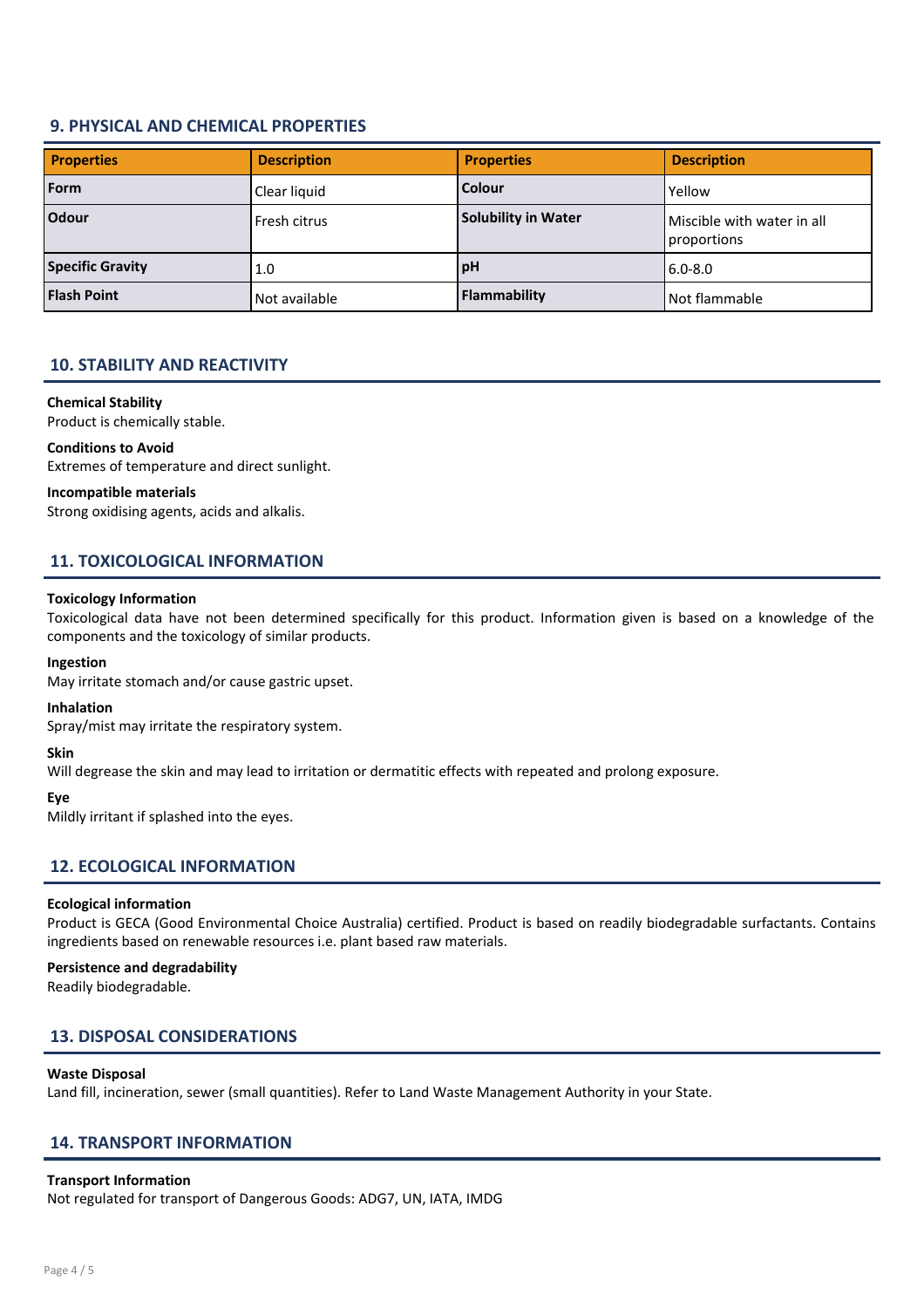## 9. PHYSICAL AND CHEMICAL PROPERTIES

| Properties | Description | Properties | Description |
|---|---|---|---|
| **Form** | Clear liquid | **Colour** | Yellow |
| **Odour** | Fresh citrus | **Solubility in Water** | Miscible with water in all proportions |
| **Specific Gravity** | 1.0 | **pH** | 6.0-8.0 |
| **Flash Point** | Not available | **Flammability** | Not flammable |

## 10. STABILITY AND REACTIVITY

**Chemical Stability**
Product is chemically stable.

**Conditions to Avoid**
Extremes of temperature and direct sunlight.

**Incompatible materials**
Strong oxidising agents, acids and alkalis.

## 11. TOXICOLOGICAL INFORMATION

**Toxicology Information**
Toxicological data have not been determined specifically for this product. Information given is based on a knowledge of the components and the toxicology of similar products.

**Ingestion**
May irritate stomach and/or cause gastric upset.

**Inhalation**
Spray/mist may irritate the respiratory system.

**Skin**
Will degrease the skin and may lead to irritation or dermatitic effects with repeated and prolong exposure.

**Eye**
Mildly irritant if splashed into the eyes.

## 12. ECOLOGICAL INFORMATION

**Ecological information**
Product is GECA (Good Environmental Choice Australia) certified. Product is based on readily biodegradable surfactants. Contains ingredients based on renewable resources i.e. plant based raw materials.

**Persistence and degradability**
Readily biodegradable.

## 13. DISPOSAL CONSIDERATIONS

**Waste Disposal**
Land fill, incineration, sewer (small quantities). Refer to Land Waste Management Authority in your State.

## 14. TRANSPORT INFORMATION

**Transport Information**
Not regulated for transport of Dangerous Goods: ADG7, UN, IATA, IMDG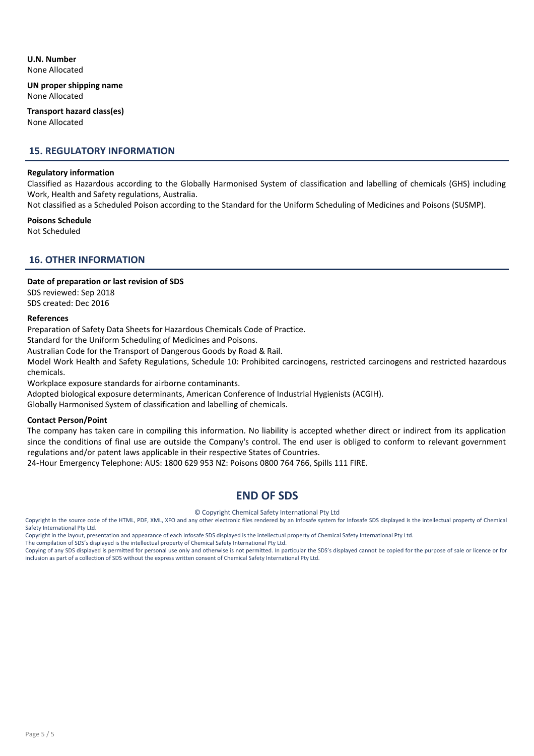**U.N. Number**
None Allocated

**UN proper shipping name**
None Allocated

**Transport hazard class(es)**
None Allocated

## 15. REGULATORY INFORMATION

**Regulatory information**

Classified as Hazardous according to the Globally Harmonised System of classification and labelling of chemicals (GHS) including Work, Health and Safety regulations, Australia.

Not classified as a Scheduled Poison according to the Standard for the Uniform Scheduling of Medicines and Poisons (SUSMP).

**Poisons Schedule**
Not Scheduled

## 16. OTHER INFORMATION

**Date of preparation or last revision of SDS**
SDS reviewed: Sep 2018
SDS created: Dec 2016

**References**

Preparation of Safety Data Sheets for Hazardous Chemicals Code of Practice.
Standard for the Uniform Scheduling of Medicines and Poisons.
Australian Code for the Transport of Dangerous Goods by Road & Rail.
Model Work Health and Safety Regulations, Schedule 10: Prohibited carcinogens, restricted carcinogens and restricted hazardous chemicals.
Workplace exposure standards for airborne contaminants.
Adopted biological exposure determinants, American Conference of Industrial Hygienists (ACGIH).
Globally Harmonised System of classification and labelling of chemicals.

**Contact Person/Point**

The company has taken care in compiling this information. No liability is accepted whether direct or indirect from its application since the conditions of final use are outside the Company's control. The end user is obliged to conform to relevant government regulations and/or patent laws applicable in their respective States of Countries.

24-Hour Emergency Telephone: AUS: 1800 629 953 NZ: Poisons 0800 764 766, Spills 111 FIRE.

## END OF SDS

© Copyright Chemical Safety International Pty Ltd

Copyright in the source code of the HTML, PDF, XML, XFO and any other electronic files rendered by an Infosafe system for Infosafe SDS displayed is the intellectual property of Chemical Safety International Pty Ltd.

Copyright in the layout, presentation and appearance of each Infosafe SDS displayed is the intellectual property of Chemical Safety International Pty Ltd.

The compilation of SDS's displayed is the intellectual property of Chemical Safety International Pty Ltd.

Copying of any SDS displayed is permitted for personal use only and otherwise is not permitted. In particular the SDS's displayed cannot be copied for the purpose of sale or licence or for inclusion as part of a collection of SDS without the express written consent of Chemical Safety International Pty Ltd.